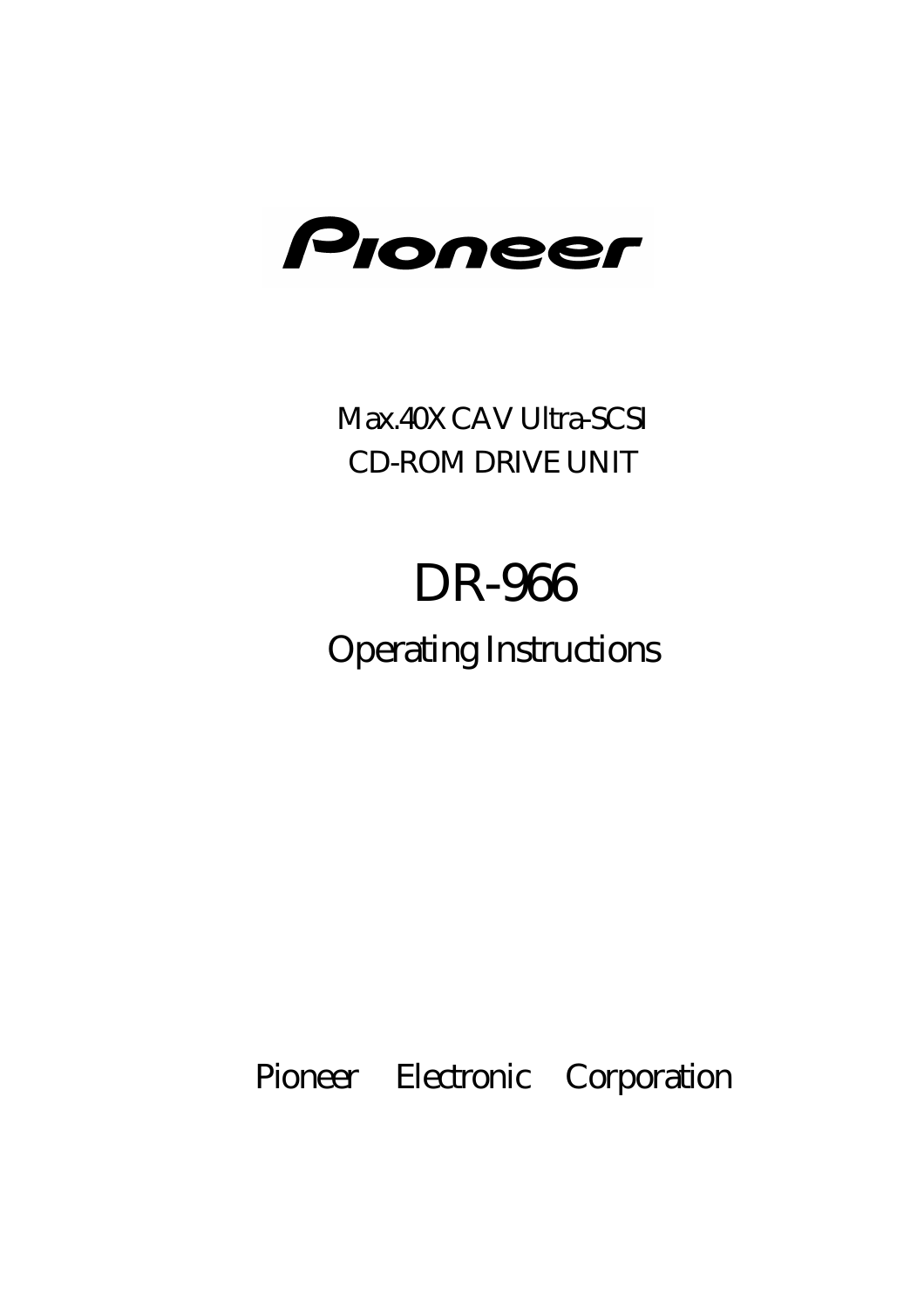# Pioneer

Max.40X CAV Ultra-SCSI
CD-ROM DRIVE UNIT

# DR-966

## Operating Instructions

Pioneer Electronic Corporation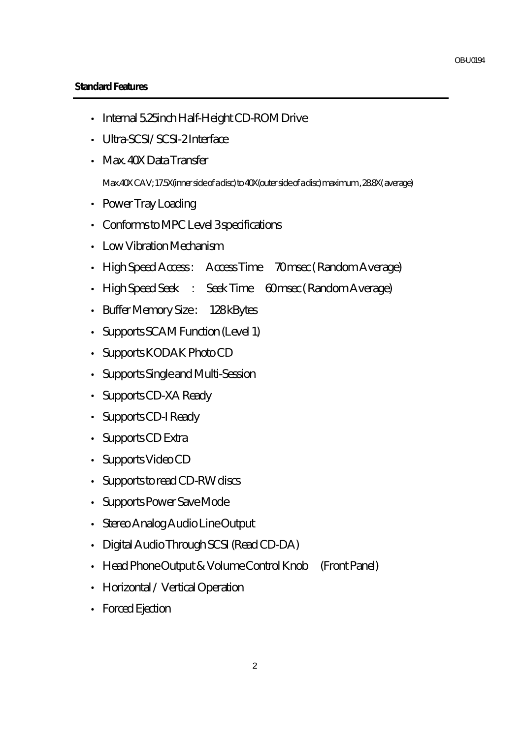## Standard Features

- Internal 5.25inch Half-Height CD-ROM Drive
- Ultra-SCSI / SCSI-2 Interface
- Max. 40X Data Transfer

  Max.40X CAV; 17.5X(inner side of a disc) to 40X(outer side of a disc) maximum , 28.8X ( average)
- Power Tray Loading
- Conforms to MPC Level 3 specifications
- Low Vibration Mechanism
- High Speed Access : Access Time 70 msec ( Random Average)
- High Speed Seek : Seek Time 60 msec ( Random Average)
- Buffer Memory Size : 128 kBytes
- Supports SCAM Function (Level 1)
- Supports KODAK Photo CD
- Supports Single and Multi-Session
- Supports CD-XA Ready
- Supports CD-I Ready
- Supports CD Extra
- Supports Video CD
- Supports to read CD-RW discs
- Supports Power Save Mode
- Stereo Analog Audio Line Output
- Digital Audio Through SCSI (Read CD-DA)
- Head Phone Output & Volume Control Knob (Front Panel)
- Horizontal / Vertical Operation
- Forced Ejection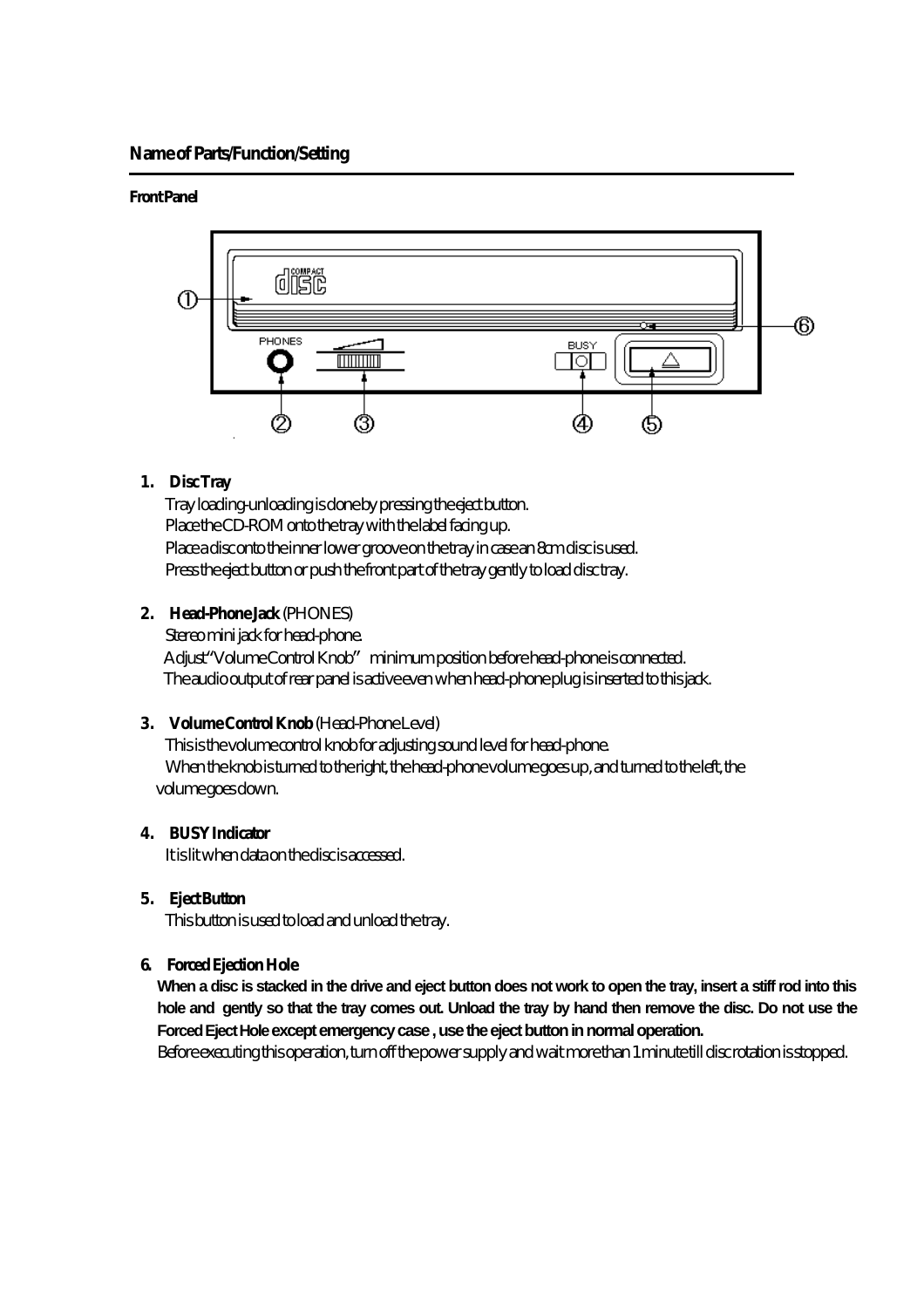## Name of Parts/Function/Setting

### Front Panel

1. **Disc Tray**
   Tray loading-unloading is done by pressing the eject button.
   Place the CD-ROM onto the tray with the label facing up.
   Place a disc onto the inner lower groove on the tray in case an 8cm disc is used.
   Press the eject button or push the front part of the tray gently to load disc tray.

2. **Head-Phone Jack** (PHONES)
   Stereo mini jack for head-phone.
   Adjust "Volume Control Knob" minimum position before head-phone is connected.
   The audio output of rear panel is active even when head-phone plug is inserted to this jack.

3. **Volume Control Knob** (Head-Phone Level)
   This is the volume control knob for adjusting sound level for head-phone.
   When the knob is turned to the right, the head-phone volume goes up, and turned to the left, the volume goes down.

4. **BUSY Indicator**
   It is lit when data on the disc is accessed.

5. **Eject Button**
   This button is used to load and unload the tray.

6. **Forced Ejection Hole**
   **When a disc is stacked in the drive and eject button does not work to open the tray, insert a stiff rod into this hole and gently so that the tray comes out. Unload the tray by hand then remove the disc. Do not use the Forced Eject Hole except emergency case , use the eject button in normal operation.**
   Before executing this operation, turn off the power supply and wait more than 1 minute till disc rotation is stopped.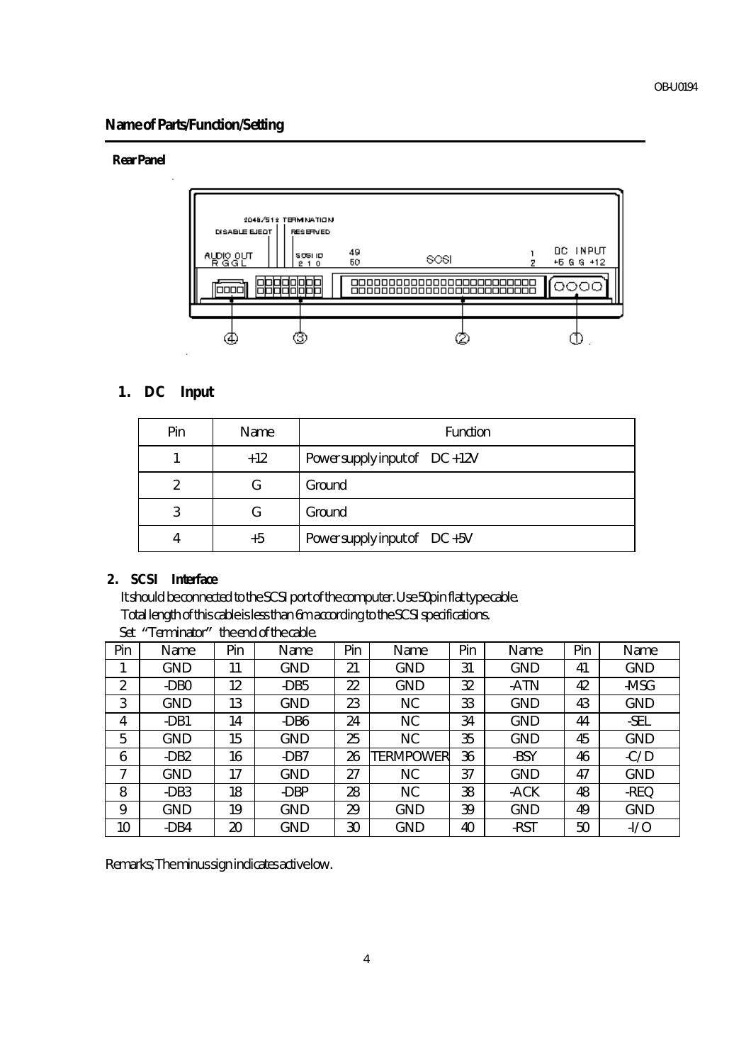## Name of Parts/Function/Setting

### Rear Panel

### 1. DC Input

| Pin | Name | Function |
|---|---|---|
| 1 | +12 | Power supply input of DC +12V |
| 2 | G | Ground |
| 3 | G | Ground |
| 4 | +5 | Power supply input of DC +5V |

### 2. SCSI Interface

It should be connected to the SCSI port of the computer. Use 50pin flat type cable.
Total length of this cable is less than 6m according to the SCSI specifications.
Set "Terminator" the end of the cable.

| Pin | Name | Pin | Name | Pin | Name | Pin | Name | Pin | Name |
|---|---|---|---|---|---|---|---|---|---|
| 1 | GND | 11 | GND | 21 | GND | 31 | GND | 41 | GND |
| 2 | -DB0 | 12 | -DB5 | 22 | GND | 32 | -ATN | 42 | -MSG |
| 3 | GND | 13 | GND | 23 | NC | 33 | GND | 43 | GND |
| 4 | -DB1 | 14 | -DB6 | 24 | NC | 34 | GND | 44 | -SEL |
| 5 | GND | 15 | GND | 25 | NC | 35 | GND | 45 | GND |
| 6 | -DB2 | 16 | -DB7 | 26 | TERMPOWER | 36 | -BSY | 46 | -C/D |
| 7 | GND | 17 | GND | 27 | NC | 37 | GND | 47 | GND |
| 8 | -DB3 | 18 | -DBP | 28 | NC | 38 | -ACK | 48 | -REQ |
| 9 | GND | 19 | GND | 29 | GND | 39 | GND | 49 | GND |
| 10 | -DB4 | 20 | GND | 30 | GND | 40 | -RST | 50 | -I/O |

Remarks; The minus sign indicates active low.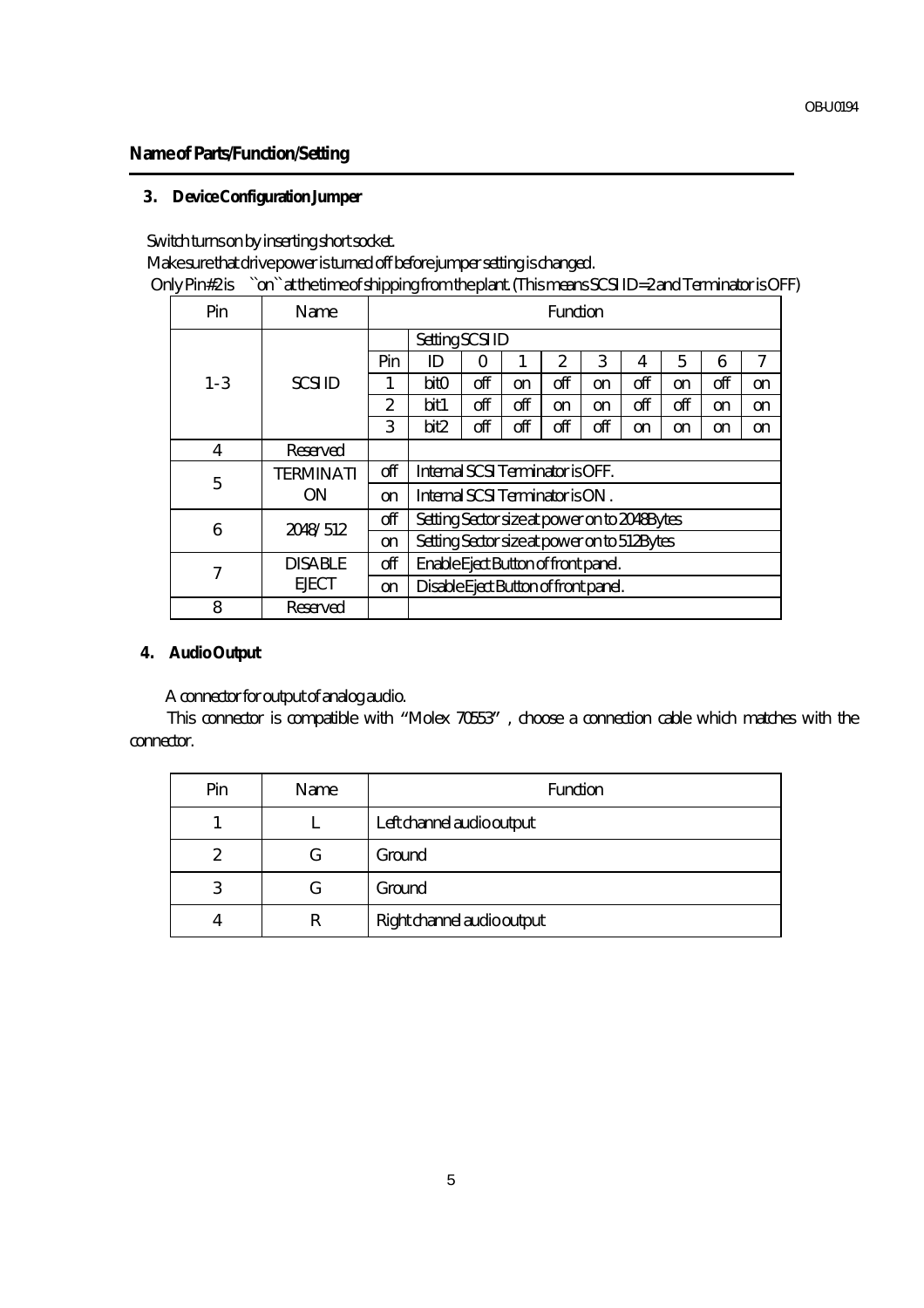## Name of Parts/Function/Setting

### 3. Device Configuration Jumper

Switch turns on by inserting short socket.

Make sure that drive power is turned off before jumper setting is changed.

Only Pin#2 is ``on`` at the time of shipping from the plant. (This means SCSI ID=2 and Terminator is OFF)

| Pin | Name | Function | | | | | | | | | |
|---|---|---|---|---|---|---|---|---|---|---|---|
| 1-3 | SCSI ID | | Setting SCSI ID | | | | | | | | |
| | | Pin | ID | 0 | 1 | 2 | 3 | 4 | 5 | 6 | 7 |
| | | 1 | bit0 | off | on | off | on | off | on | off | on |
| | | 2 | bit1 | off | off | on | on | off | off | on | on |
| | | 3 | bit2 | off | off | off | off | on | on | on | on |
| 4 | Reserved | | | | | | | | | | |
| 5 | TERMINATION | off | Internal SCSI Terminator is OFF. | | | | | | | | |
| | | on | Internal SCSI Terminator is ON . | | | | | | | | |
| 6 | 2048/512 | off | Setting Sector size at power on to 2048Bytes | | | | | | | | |
| | | on | Setting Sector size at power on to 512Bytes | | | | | | | | |
| 7 | DISABLE EJECT | off | Enable Eject Button of front panel. | | | | | | | | |
| | | on | Disable Eject Button of front panel. | | | | | | | | |
| 8 | Reserved | | | | | | | | | | |

### 4. Audio Output

A connector for output of analog audio.

This connector is compatible with "Molex 70553" , choose a connection cable which matches with the connector.

| Pin | Name | Function |
|---|---|---|
| 1 | L | Left channel audio output |
| 2 | G | Ground |
| 3 | G | Ground |
| 4 | R | Right channel audio output |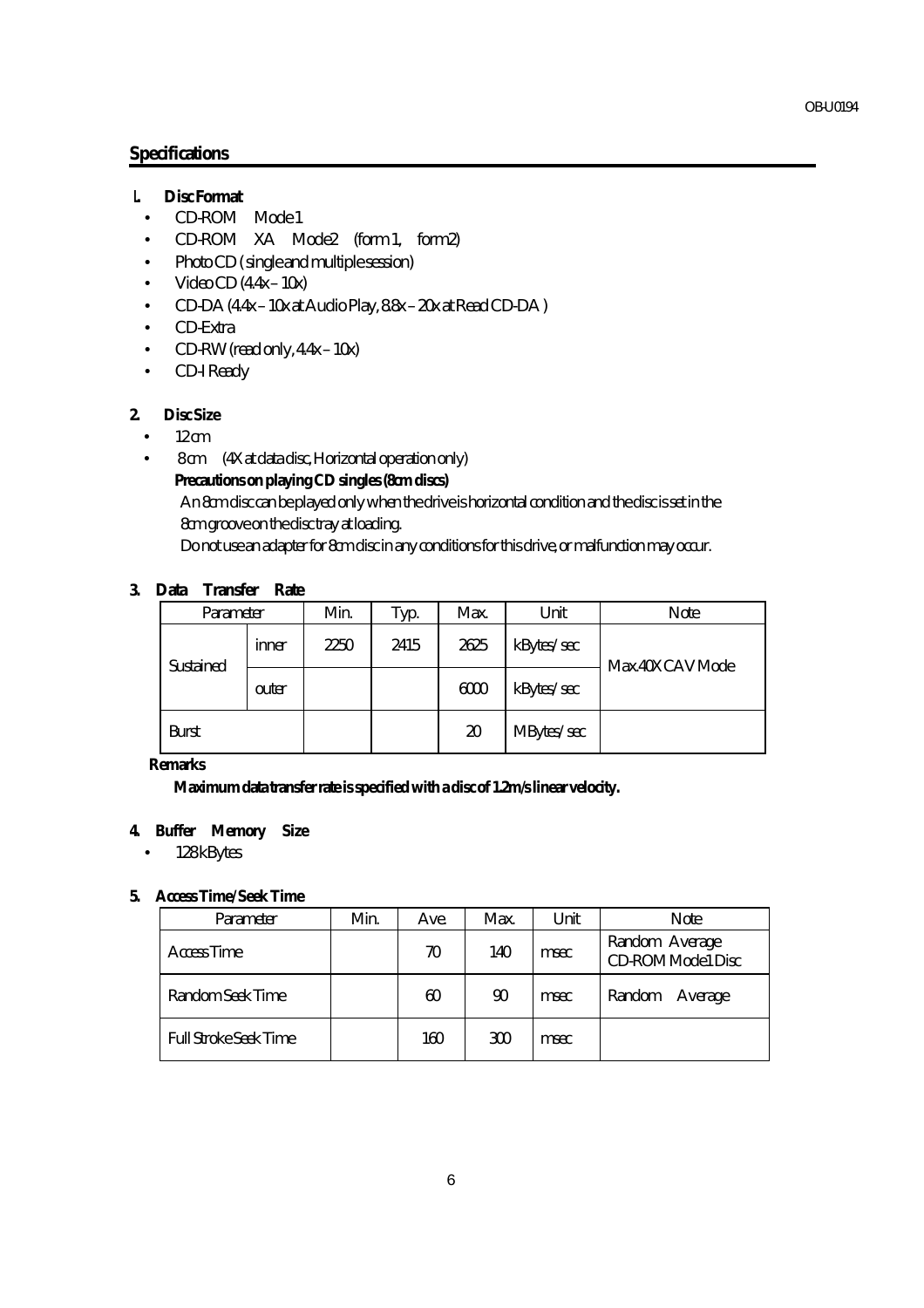## Specifications

1. **Disc Format**
   - CD-ROM Mode 1
   - CD-ROM XA Mode2 (form 1, form2)
   - Photo CD (single and multiple session)
   - Video CD (4.4x – 10x)
   - CD-DA (4.4x – 10x at Audio Play, 8.8x – 20x at Read CD-DA )
   - CD-Extra
   - CD-RW (read only, 4.4x – 10x)
   - CD-I Ready

2. **Disc Size**
   - 12 cm
   - 8 cm (4X at data disc, Horizontal operation only)

   **Precautions on playing CD singles (8cm discs)**

   An 8cm disc can be played only when the drive is horizontal condition and the disc is set in the 8cm groove on the disc tray at loading.

   Do not use an adapter for 8cm disc in any conditions for this drive, or malfunction may occur.

3. **Data Transfer Rate**

| Parameter | | Min. | Typ. | Max. | Unit | Note |
|---|---|---|---|---|---|---|
| Sustained | inner | 2250 | 2415 | 2625 | kBytes/sec | Max.40X CAV Mode |
| | outer | | | 6000 | kBytes/sec | |
| Burst | | | | 20 | MBytes/sec | |

**Remarks**

**Maximum data transfer rate is specified with a disc of 1.2m/s linear velocity.**

4. **Buffer Memory Size**
   - 128 kBytes

5. **Access Time/Seek Time**

| Parameter | Min. | Ave. | Max. | Unit | Note |
|---|---|---|---|---|---|
| Access Time | | 70 | 140 | msec | Random Average CD-ROM Mode1 Disc |
| Random Seek Time | | 60 | 90 | msec | Random Average |
| Full Stroke Seek Time | | 160 | 300 | msec | |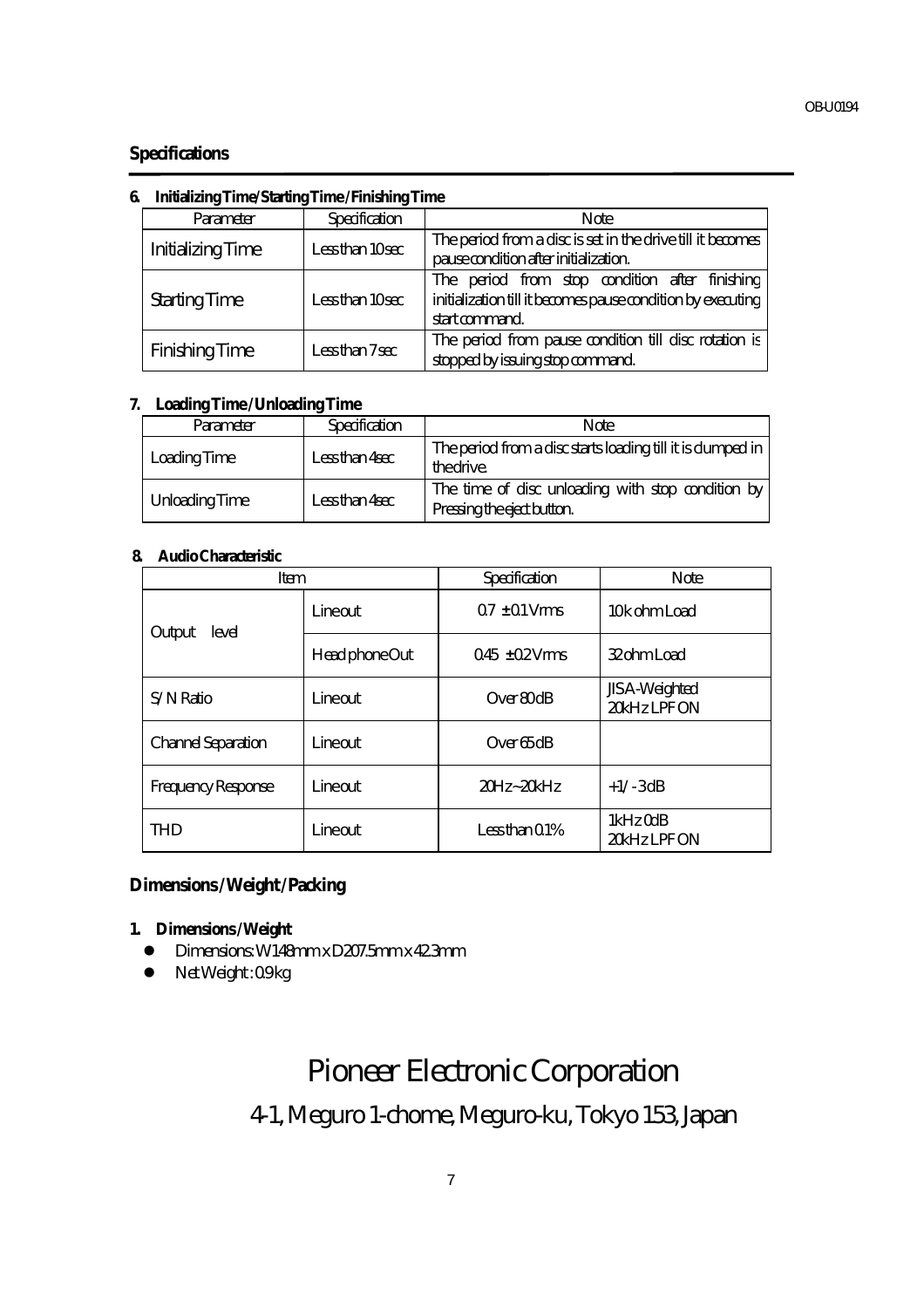## Specifications

### 6. Initializing Time/Starting Time/Finishing Time

| Parameter | Specification | Note |
|---|---|---|
| Initializing Time | Less than 10 sec | The period from a disc is set in the drive till it becomes pause condition after initialization. |
| Starting Time | Less than 10 sec | The period from stop condition after finishing initialization till it becomes pause condition by executing start command. |
| Finishing Time | Less than 7 sec | The period from pause condition till disc rotation is stopped by issuing stop command. |

### 7. Loading Time/Unloading Time

| Parameter | Specification | Note |
|---|---|---|
| Loading Time | Less than 4sec | The period from a disc starts loading till it is clumped in the drive. |
| Unloading Time | Less than 4sec | The time of disc unloading with stop condition by Pressing the eject button. |

### 8. Audio Characteristic

| Item | | Specification | Note |
|---|---|---|---|
| Output level | Line out | 0.7 ± 0.1 Vrms | 10k ohm Load |
| | Head phone Out | 0.45 ± 0.2 Vrms | 32 ohm Load |
| S/N Ratio | Line out | Over 80 dB | JISA-Weighted 20kHz LPF ON |
| Channel Separation | Line out | Over 65 dB | |
| Frequency Response | Line out | 20Hz~20kHz | +1/-3 dB |
| THD | Line out | Less than 0.1% | 1kHz 0dB 20kHz LPF ON |

## Dimensions/Weight/Packing

### 1. Dimensions/Weight

- Dimensions: W148mm x D207.5mm x 42.3mm
- Net Weight : 0.9 kg

# Pioneer Electronic Corporation

4-1, Meguro 1-chome, Meguro-ku, Tokyo 153, Japan